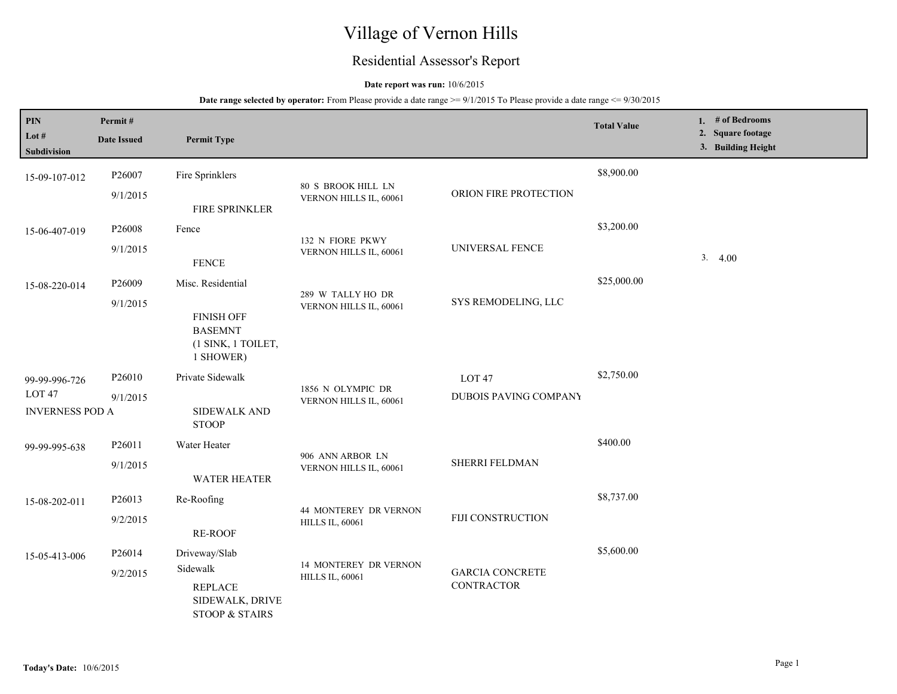# Village of Vernon Hills

## Residential Assessor's Report

**Date report was run:** 10/6/2015

**Date range selected by operator:** From Please provide a date range >= 9/1/2015 To Please provide a date range <= 9/30/2015

| PIN / Lot # / Subdivision | Permit # / Date Issued | Permit Type | | | Total Value | 1. # of Bedrooms 2. Square footage 3. Building Height |
|---|---|---|---|---|---|---|
| 15-09-107-012 | P26007 9/1/2015 | Fire Sprinklers FIRE SPRINKLER | 80 S BROOK HILL LN VERNON HILLS IL, 60061 | ORION FIRE PROTECTION | $8,900.00 | |
| 15-06-407-019 | P26008 9/1/2015 | Fence FENCE | 132 N FIORE PKWY VERNON HILLS IL, 60061 | UNIVERSAL FENCE | $3,200.00 | 3. 4.00 |
| 15-08-220-014 | P26009 9/1/2015 | Misc. Residential FINISH OFF BASEMNT (1 SINK, 1 TOILET, 1 SHOWER) | 289 W TALLY HO DR VERNON HILLS IL, 60061 | SYS REMODELING, LLC | $25,000.00 | |
| 99-99-996-726 LOT 47 INVERNESS POD A | P26010 9/1/2015 | Private Sidewalk SIDEWALK AND STOOP | 1856 N OLYMPIC DR VERNON HILLS IL, 60061 | LOT 47 DUBOIS PAVING COMPANY | $2,750.00 | |
| 99-99-995-638 | P26011 9/1/2015 | Water Heater WATER HEATER | 906 ANN ARBOR LN VERNON HILLS IL, 60061 | SHERRI FELDMAN | $400.00 | |
| 15-08-202-011 | P26013 9/2/2015 | Re-Roofing RE-ROOF | 44 MONTEREY DR VERNON HILLS IL, 60061 | FIJI CONSTRUCTION | $8,737.00 | |
| 15-05-413-006 | P26014 9/2/2015 | Driveway/Slab Sidewalk REPLACE SIDEWALK, DRIVE STOOP & STAIRS | 14 MONTEREY DR VERNON HILLS IL, 60061 | GARCIA CONCRETE CONTRACTOR | $5,600.00 | |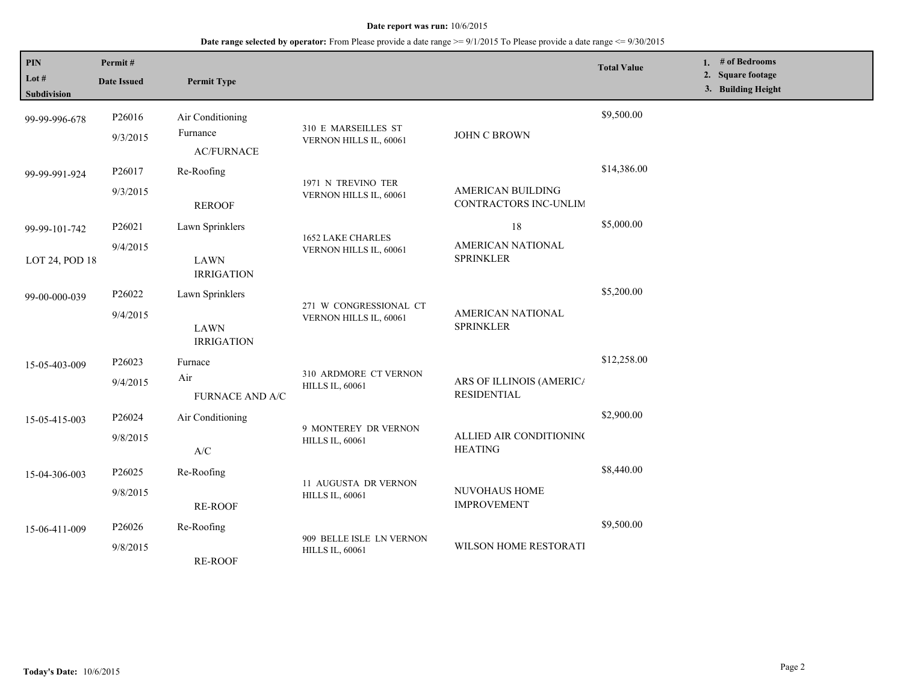**Date report was run:** 10/6/2015

**Date range selected by operator:** From Please provide a date range >= 9/1/2015 To Please provide a date range <= 9/30/2015

| PIN / Lot # / Subdivision | Permit # / Date Issued | Permit Type | | | Total Value | 1. # of Bedrooms 2. Square footage 3. Building Height |
|---|---|---|---|---|---|---|
| 99-99-996-678 | P26016 9/3/2015 | Air Conditioning Furnance AC/FURNACE | 310 E MARSEILLES ST VERNON HILLS IL, 60061 | JOHN C BROWN | $9,500.00 | |
| 99-99-991-924 | P26017 9/3/2015 | Re-Roofing REROOF | 1971 N TREVINO TER VERNON HILLS IL, 60061 | AMERICAN BUILDING CONTRACTORS INC-UNLIM | $14,386.00 | |
| 99-99-101-742 LOT 24, POD 18 | P26021 9/4/2015 | Lawn Sprinklers LAWN IRRIGATION | 1652 LAKE CHARLES VERNON HILLS IL, 60061 | 18 AMERICAN NATIONAL SPRINKLER | $5,000.00 | |
| 99-00-000-039 | P26022 9/4/2015 | Lawn Sprinklers LAWN IRRIGATION | 271 W CONGRESSIONAL CT VERNON HILLS IL, 60061 | AMERICAN NATIONAL SPRINKLER | $5,200.00 | |
| 15-05-403-009 | P26023 9/4/2015 | Furnace Air FURNACE AND A/C | 310 ARDMORE CT VERNON HILLS IL, 60061 | ARS OF ILLINOIS (AMERICA RESIDENTIAL | $12,258.00 | |
| 15-05-415-003 | P26024 9/8/2015 | Air Conditioning A/C | 9 MONTEREY DR VERNON HILLS IL, 60061 | ALLIED AIR CONDITIONING HEATING | $2,900.00 | |
| 15-04-306-003 | P26025 9/8/2015 | Re-Roofing RE-ROOF | 11 AUGUSTA DR VERNON HILLS IL, 60061 | NUVOHAUS HOME IMPROVEMENT | $8,440.00 | |
| 15-06-411-009 | P26026 9/8/2015 | Re-Roofing RE-ROOF | 909 BELLE ISLE LN VERNON HILLS IL, 60061 | WILSON HOME RESTORATI | $9,500.00 | |

**Today's Date:** 10/6/2015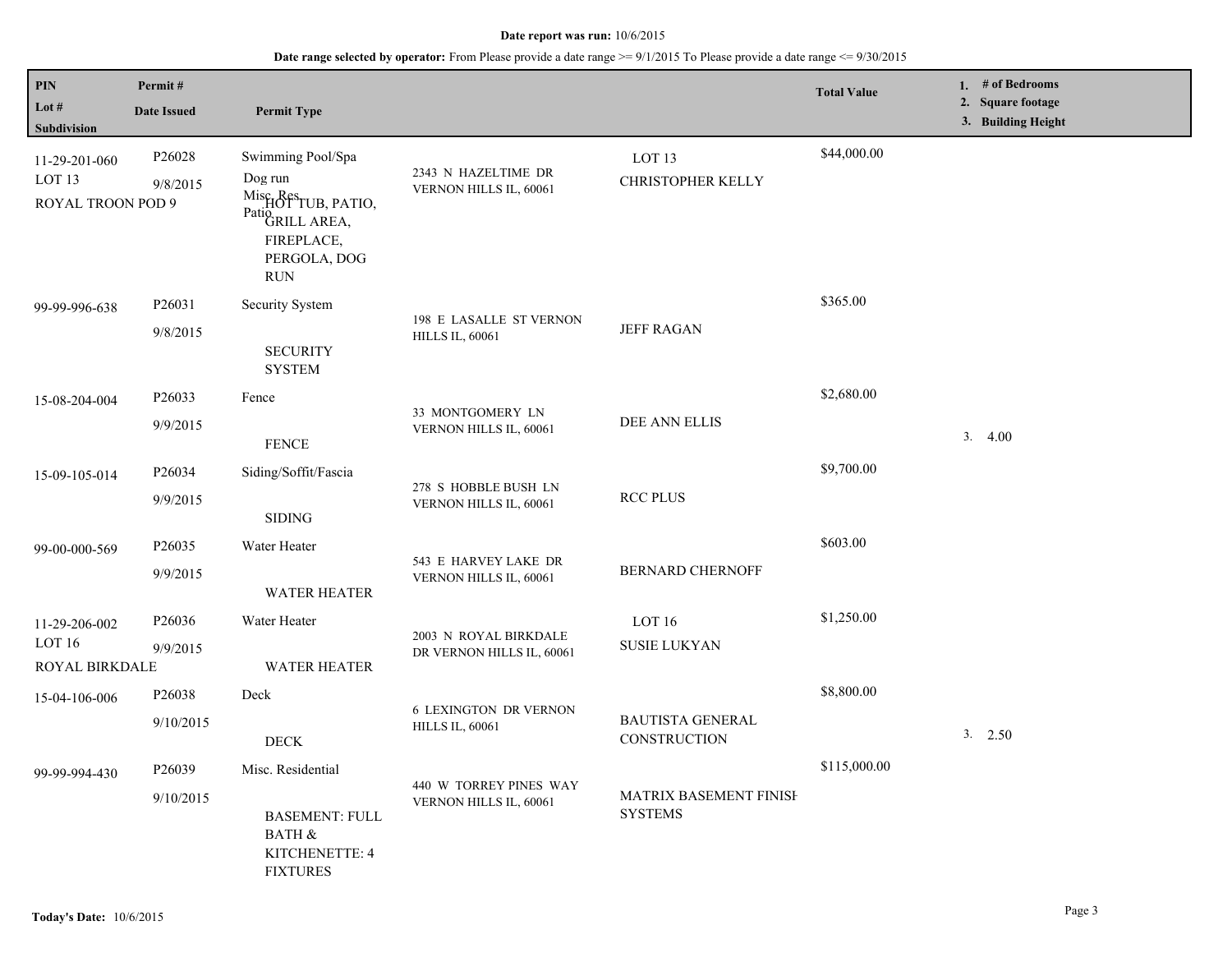**Date report was run:** 10/6/2015

**Date range selected by operator:** From Please provide a date range >= 9/1/2015 To Please provide a date range <= 9/30/2015

| PIN / Lot # / Subdivision | Permit # / Date Issued | Permit Type | Address | Lot / Contractor | Total Value | 1. # of Bedrooms 2. Square footage 3. Building Height |
|---|---|---|---|---|---|---|
| 11-29-201-060 LOT 13 ROYAL TROON POD 9 | P26028 9/8/2015 | Swimming Pool/Spa; Dog run; Misc. Res.; Patio; HOT TUB, PATIO, GRILL AREA, FIREPLACE, PERGOLA, DOG RUN | 2343 N HAZELTIME DR VERNON HILLS IL, 60061 | LOT 13 CHRISTOPHER KELLY | $44,000.00 | |
| 99-99-996-638 | P26031 9/8/2015 | Security System; SECURITY SYSTEM | 198 E LASALLE ST VERNON HILLS IL, 60061 | JEFF RAGAN | $365.00 | |
| 15-08-204-004 | P26033 9/9/2015 | Fence; FENCE | 33 MONTGOMERY LN VERNON HILLS IL, 60061 | DEE ANN ELLIS | $2,680.00 | 3. 4.00 |
| 15-09-105-014 | P26034 9/9/2015 | Siding/Soffit/Fascia; SIDING | 278 S HOBBLE BUSH LN VERNON HILLS IL, 60061 | RCC PLUS | $9,700.00 | |
| 99-00-000-569 | P26035 9/9/2015 | Water Heater; WATER HEATER | 543 E HARVEY LAKE DR VERNON HILLS IL, 60061 | BERNARD CHERNOFF | $603.00 | |
| 11-29-206-002 LOT 16 ROYAL BIRKDALE | P26036 9/9/2015 | Water Heater; WATER HEATER | 2003 N ROYAL BIRKDALE DR VERNON HILLS IL, 60061 | LOT 16 SUSIE LUKYAN | $1,250.00 | |
| 15-04-106-006 | P26038 9/10/2015 | Deck; DECK | 6 LEXINGTON DR VERNON HILLS IL, 60061 | BAUTISTA GENERAL CONSTRUCTION | $8,800.00 | 3. 2.50 |
| 99-99-994-430 | P26039 9/10/2015 | Misc. Residential; BASEMENT: FULL BATH & KITCHENETTE: 4 FIXTURES | 440 W TORREY PINES WAY VERNON HILLS IL, 60061 | MATRIX BASEMENT FINISH SYSTEMS | $115,000.00 | |

**Today's Date:** 10/6/2015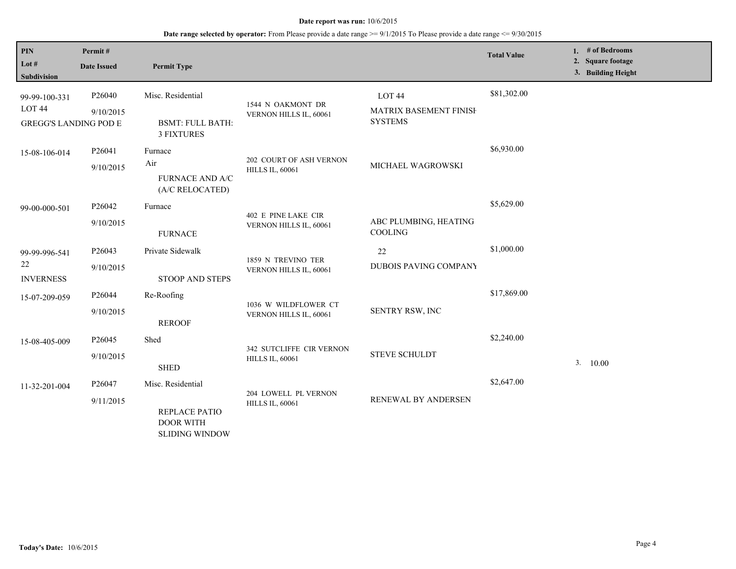**Date report was run:** 10/6/2015

**Date range selected by operator:** From Please provide a date range >= 9/1/2015 To Please provide a date range <= 9/30/2015

| PIN / Lot # / Subdivision | Permit # / Date Issued | Permit Type | | | Total Value | 1. # of Bedrooms 2. Square footage 3. Building Height |
|---|---|---|---|---|---|---|
| 99-99-100-331 LOT 44 GREGG'S LANDING POD E | P26040 9/10/2015 | Misc. Residential BSMT: FULL BATH: 3 FIXTURES | 1544 N OAKMONT DR VERNON HILLS IL, 60061 | LOT 44 MATRIX BASEMENT FINISH SYSTEMS | $81,302.00 | |
| 15-08-106-014 | P26041 9/10/2015 | Furnace Air FURNACE AND A/C (A/C RELOCATED) | 202 COURT OF ASH VERNON HILLS IL, 60061 | MICHAEL WAGROWSKI | $6,930.00 | |
| 99-00-000-501 | P26042 9/10/2015 | Furnace FURNACE | 402 E PINE LAKE CIR VERNON HILLS IL, 60061 | ABC PLUMBING, HEATING COOLING | $5,629.00 | |
| 99-99-996-541 22 INVERNESS | P26043 9/10/2015 | Private Sidewalk STOOP AND STEPS | 1859 N TREVINO TER VERNON HILLS IL, 60061 | 22 DUBOIS PAVING COMPANY | $1,000.00 | |
| 15-07-209-059 | P26044 9/10/2015 | Re-Roofing REROOF | 1036 W WILDFLOWER CT VERNON HILLS IL, 60061 | SENTRY RSW, INC | $17,869.00 | |
| 15-08-405-009 | P26045 9/10/2015 | Shed SHED | 342 SUTCLIFFE CIR VERNON HILLS IL, 60061 | STEVE SCHULDT | $2,240.00 | 3. 10.00 |
| 11-32-201-004 | P26047 9/11/2015 | Misc. Residential REPLACE PATIO DOOR WITH SLIDING WINDOW | 204 LOWELL PL VERNON HILLS IL, 60061 | RENEWAL BY ANDERSEN | $2,647.00 | |

**Today's Date:** 10/6/2015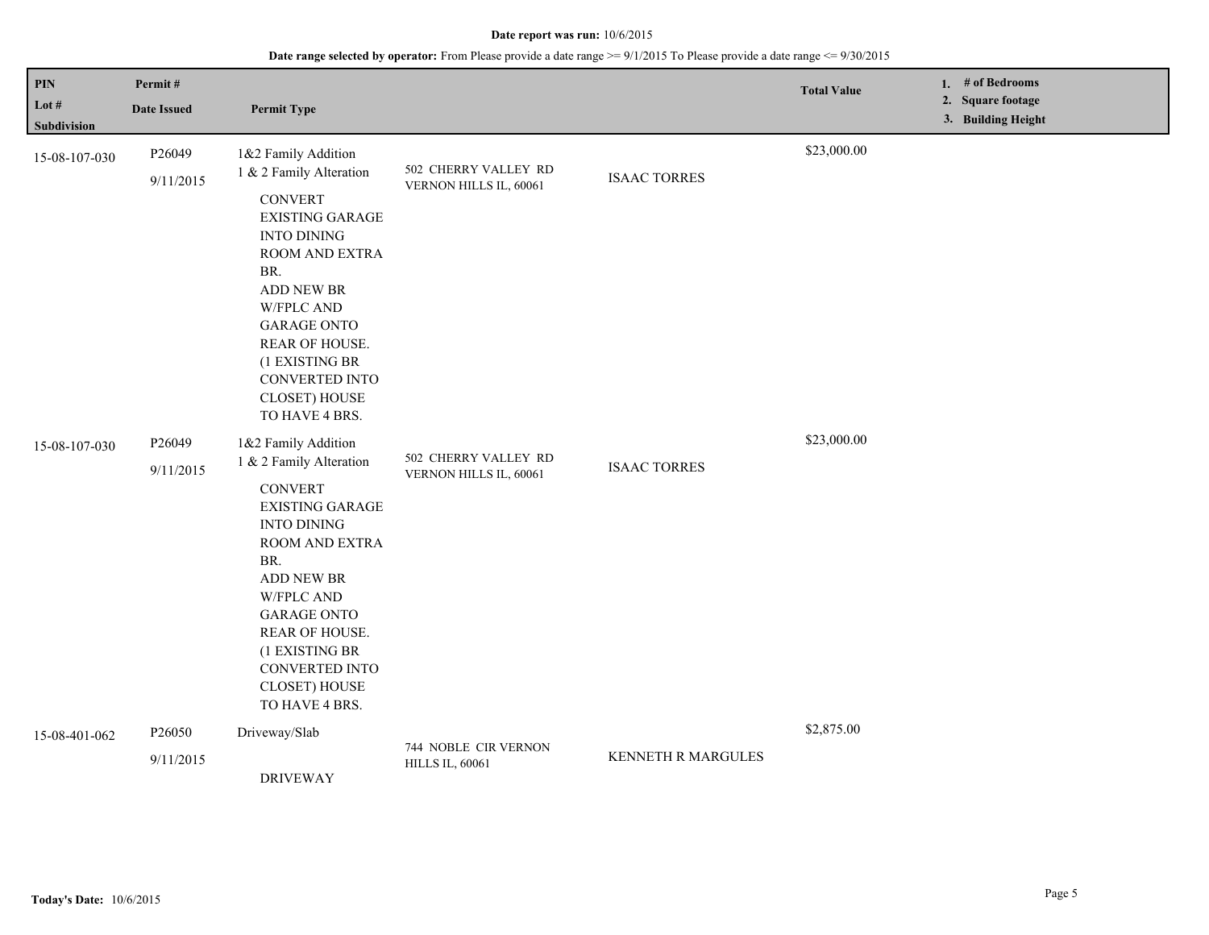**Date report was run:** 10/6/2015

**Date range selected by operator:** From Please provide a date range >= 9/1/2015 To Please provide a date range <= 9/30/2015

| PIN<br>Lot #<br>Subdivision | Permit #<br>Date Issued | Permit Type | | | Total Value | 1. # of Bedrooms<br>2. Square footage<br>3. Building Height |
|---|---|---|---|---|---|---|
| 15-08-107-030 | P26049<br>9/11/2015 | 1&2 Family Addition<br>1 & 2 Family Alteration<br>CONVERT EXISTING GARAGE INTO DINING ROOM AND EXTRA BR. ADD NEW BR W/FPLC AND GARAGE ONTO REAR OF HOUSE. (1 EXISTING BR CONVERTED INTO CLOSET) HOUSE TO HAVE 4 BRS. | 502 CHERRY VALLEY RD VERNON HILLS IL, 60061 | ISAAC TORRES | $23,000.00 | |
| 15-08-107-030 | P26049<br>9/11/2015 | 1&2 Family Addition<br>1 & 2 Family Alteration<br>CONVERT EXISTING GARAGE INTO DINING ROOM AND EXTRA BR. ADD NEW BR W/FPLC AND GARAGE ONTO REAR OF HOUSE. (1 EXISTING BR CONVERTED INTO CLOSET) HOUSE TO HAVE 4 BRS. | 502 CHERRY VALLEY RD VERNON HILLS IL, 60061 | ISAAC TORRES | $23,000.00 | |
| 15-08-401-062 | P26050<br>9/11/2015 | Driveway/Slab<br>DRIVEWAY | 744 NOBLE CIR VERNON HILLS IL, 60061 | KENNETH R MARGULES | $2,875.00 | |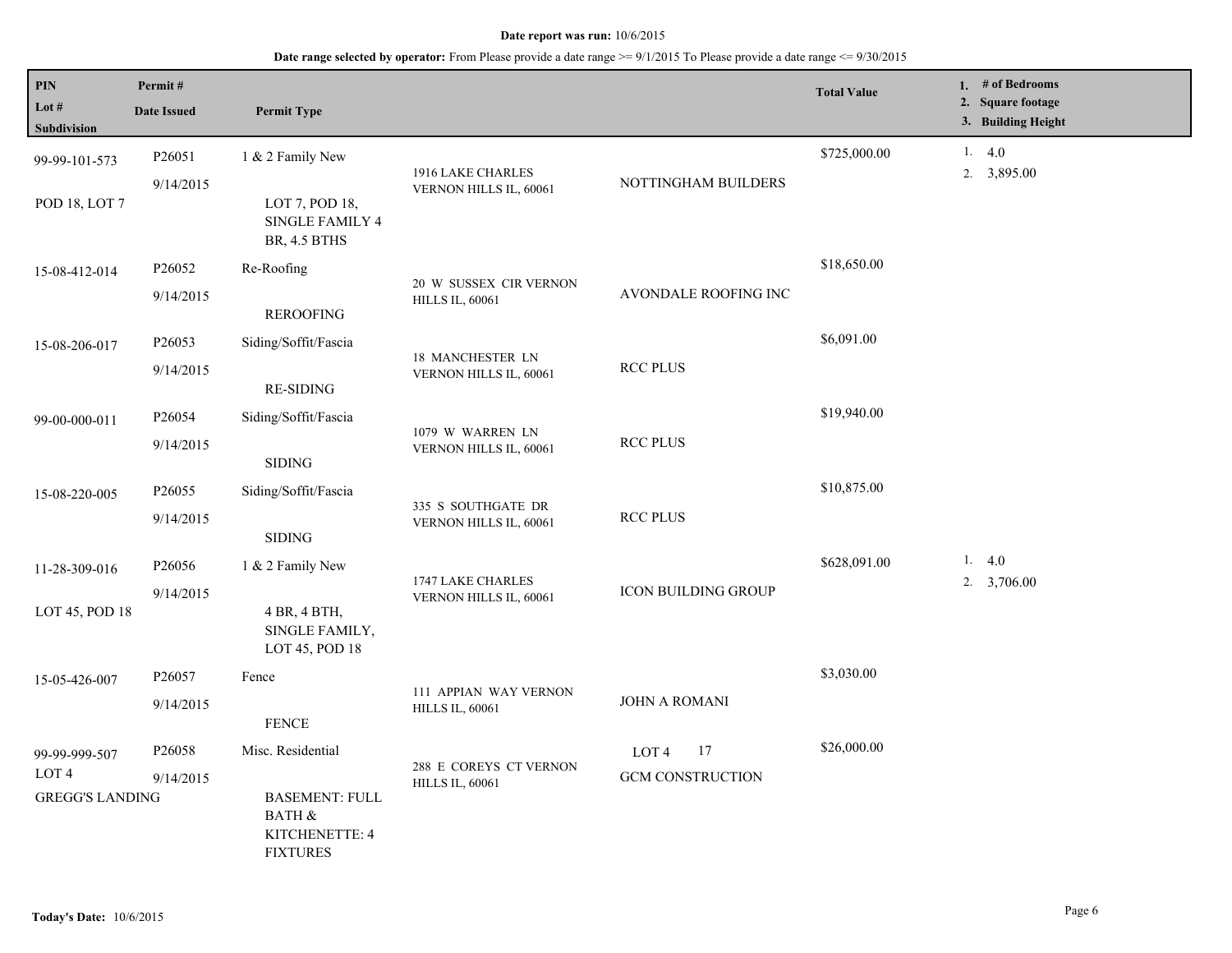**Date report was run:** 10/6/2015

**Date range selected by operator:** From Please provide a date range >= 9/1/2015 To Please provide a date range <= 9/30/2015

| PIN / Lot # / Subdivision | Permit # / Date Issued | Permit Type | | | Total Value | 1. # of Bedrooms 2. Square footage 3. Building Height |
|---|---|---|---|---|---|---|
| 99-99-101-573 POD 18, LOT 7 | P26051 9/14/2015 | 1 & 2 Family New LOT 7, POD 18, SINGLE FAMILY 4 BR, 4.5 BTHS | 1916 LAKE CHARLES VERNON HILLS IL, 60061 | NOTTINGHAM BUILDERS | $725,000.00 | 1. 4.0 2. 3,895.00 |
| 15-08-412-014 | P26052 9/14/2015 | Re-Roofing REROOFING | 20 W SUSSEX CIR VERNON HILLS IL, 60061 | AVONDALE ROOFING INC | $18,650.00 | |
| 15-08-206-017 | P26053 9/14/2015 | Siding/Soffit/Fascia RE-SIDING | 18 MANCHESTER LN VERNON HILLS IL, 60061 | RCC PLUS | $6,091.00 | |
| 99-00-000-011 | P26054 9/14/2015 | Siding/Soffit/Fascia SIDING | 1079 W WARREN LN VERNON HILLS IL, 60061 | RCC PLUS | $19,940.00 | |
| 15-08-220-005 | P26055 9/14/2015 | Siding/Soffit/Fascia SIDING | 335 S SOUTHGATE DR VERNON HILLS IL, 60061 | RCC PLUS | $10,875.00 | |
| 11-28-309-016 LOT 45, POD 18 | P26056 9/14/2015 | 1 & 2 Family New 4 BR, 4 BTH, SINGLE FAMILY, LOT 45, POD 18 | 1747 LAKE CHARLES VERNON HILLS IL, 60061 | ICON BUILDING GROUP | $628,091.00 | 1. 4.0 2. 3,706.00 |
| 15-05-426-007 | P26057 9/14/2015 | Fence FENCE | 111 APPIAN WAY VERNON HILLS IL, 60061 | JOHN A ROMANI | $3,030.00 | |
| 99-99-999-507 LOT 4 GREGG'S LANDING | P26058 9/14/2015 | Misc. Residential BASEMENT: FULL BATH & KITCHENETTE: 4 FIXTURES | 288 E COREYS CT VERNON HILLS IL, 60061 | LOT 4 17 GCM CONSTRUCTION | $26,000.00 | |

**Today's Date:** 10/6/2015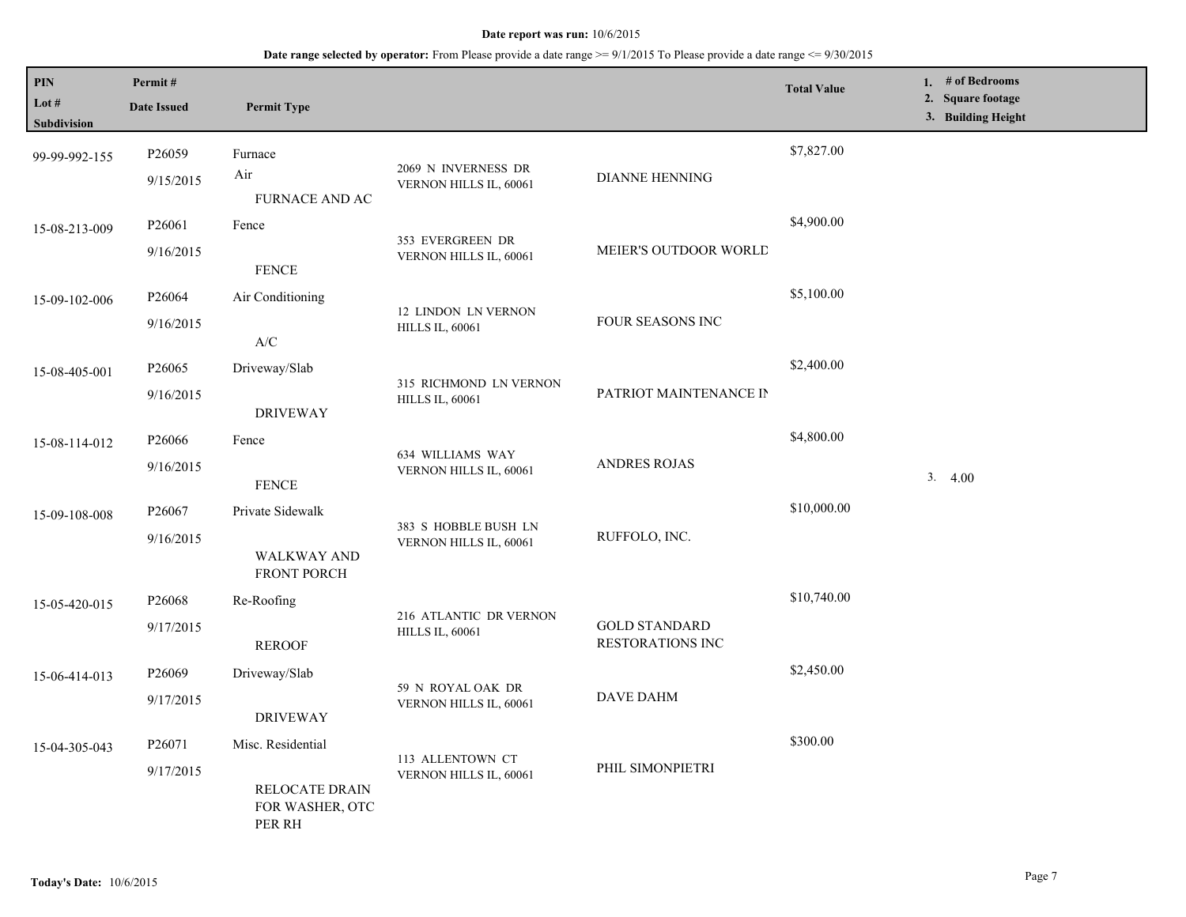**Date report was run:** 10/6/2015

**Date range selected by operator:** From Please provide a date range >= 9/1/2015 To Please provide a date range <= 9/30/2015

| PIN / Lot # / Subdivision | Permit # / Date Issued | Permit Type | | | Total Value | 1. # of Bedrooms 2. Square footage 3. Building Height |
|---|---|---|---|---|---|---|
| 99-99-992-155 | P26059 9/15/2015 | Furnace Air FURNACE AND AC | 2069 N INVERNESS DR VERNON HILLS IL, 60061 | DIANNE HENNING | $7,827.00 | |
| 15-08-213-009 | P26061 9/16/2015 | Fence FENCE | 353 EVERGREEN DR VERNON HILLS IL, 60061 | MEIER'S OUTDOOR WORLD | $4,900.00 | |
| 15-09-102-006 | P26064 9/16/2015 | Air Conditioning A/C | 12 LINDON LN VERNON HILLS IL, 60061 | FOUR SEASONS INC | $5,100.00 | |
| 15-08-405-001 | P26065 9/16/2015 | Driveway/Slab DRIVEWAY | 315 RICHMOND LN VERNON HILLS IL, 60061 | PATRIOT MAINTENANCE IN | $2,400.00 | |
| 15-08-114-012 | P26066 9/16/2015 | Fence FENCE | 634 WILLIAMS WAY VERNON HILLS IL, 60061 | ANDRES ROJAS | $4,800.00 | 3. 4.00 |
| 15-09-108-008 | P26067 9/16/2015 | Private Sidewalk WALKWAY AND FRONT PORCH | 383 S HOBBLE BUSH LN VERNON HILLS IL, 60061 | RUFFOLO, INC. | $10,000.00 | |
| 15-05-420-015 | P26068 9/17/2015 | Re-Roofing REROOF | 216 ATLANTIC DR VERNON HILLS IL, 60061 | GOLD STANDARD RESTORATIONS INC | $10,740.00 | |
| 15-06-414-013 | P26069 9/17/2015 | Driveway/Slab DRIVEWAY | 59 N ROYAL OAK DR VERNON HILLS IL, 60061 | DAVE DAHM | $2,450.00 | |
| 15-04-305-043 | P26071 9/17/2015 | Misc. Residential RELOCATE DRAIN FOR WASHER, OTC PER RH | 113 ALLENTOWN CT VERNON HILLS IL, 60061 | PHIL SIMONPIETRI | $300.00 | |

**Today's Date:** 10/6/2015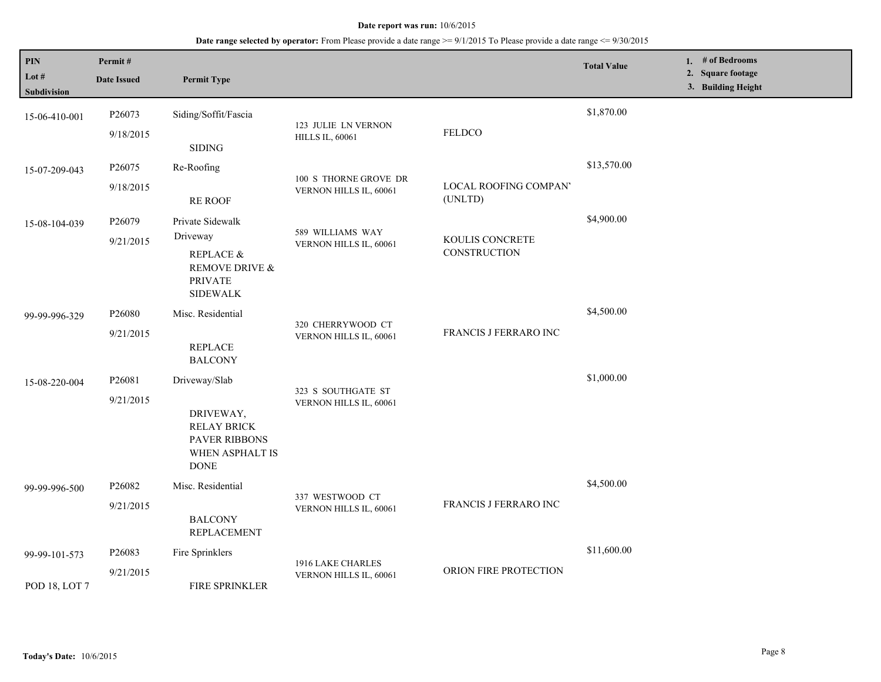**Date report was run:** 10/6/2015

**Date range selected by operator:** From Please provide a date range >= 9/1/2015 To Please provide a date range <= 9/30/2015

| PIN / Lot # / Subdivision | Permit # / Date Issued | Permit Type | | | Total Value | 1. # of Bedrooms 2. Square footage 3. Building Height |
|---|---|---|---|---|---|---|
| 15-06-410-001 | P26073 9/18/2015 | Siding/Soffit/Fascia SIDING | 123 JULIE LN VERNON HILLS IL, 60061 | FELDCO | $1,870.00 | |
| 15-07-209-043 | P26075 9/18/2015 | Re-Roofing RE ROOF | 100 S THORNE GROVE DR VERNON HILLS IL, 60061 | LOCAL ROOFING COMPAN' (UNLTD) | $13,570.00 | |
| 15-08-104-039 | P26079 9/21/2015 | Private Sidewalk Driveway REPLACE & REMOVE DRIVE & PRIVATE SIDEWALK | 589 WILLIAMS WAY VERNON HILLS IL, 60061 | KOULIS CONCRETE CONSTRUCTION | $4,900.00 | |
| 99-99-996-329 | P26080 9/21/2015 | Misc. Residential REPLACE BALCONY | 320 CHERRYWOOD CT VERNON HILLS IL, 60061 | FRANCIS J FERRARO INC | $4,500.00 | |
| 15-08-220-004 | P26081 9/21/2015 | Driveway/Slab DRIVEWAY, RELAY BRICK PAVER RIBBONS WHEN ASPHALT IS DONE | 323 S SOUTHGATE ST VERNON HILLS IL, 60061 | | $1,000.00 | |
| 99-99-996-500 | P26082 9/21/2015 | Misc. Residential BALCONY REPLACEMENT | 337 WESTWOOD CT VERNON HILLS IL, 60061 | FRANCIS J FERRARO INC | $4,500.00 | |
| 99-99-101-573 POD 18, LOT 7 | P26083 9/21/2015 | Fire Sprinklers FIRE SPRINKLER | 1916 LAKE CHARLES VERNON HILLS IL, 60061 | ORION FIRE PROTECTION | $11,600.00 | |

**Today's Date:** 10/6/2015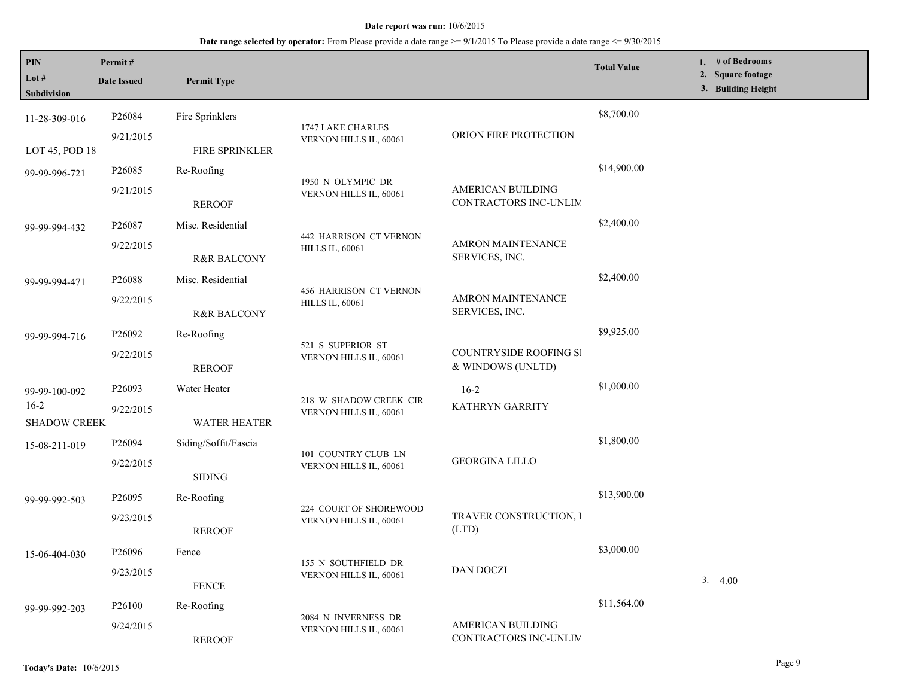**Date report was run:** 10/6/2015

**Date range selected by operator:** From Please provide a date range >= 9/1/2015 To Please provide a date range <= 9/30/2015

| PIN<br>Lot #<br>Subdivision | Permit #<br>Date Issued | Permit Type | | | Total Value | 1. # of Bedrooms<br>2. Square footage<br>3. Building Height |
|---|---|---|---|---|---|---|
| 11-28-309-016<br>LOT 45, POD 18 | P26084<br>9/21/2015 | Fire Sprinklers<br>FIRE SPRINKLER | 1747 LAKE CHARLES<br>VERNON HILLS IL, 60061 | ORION FIRE PROTECTION | $8,700.00 | |
| 99-99-996-721 | P26085<br>9/21/2015 | Re-Roofing<br>REROOF | 1950 N OLYMPIC DR<br>VERNON HILLS IL, 60061 | AMERICAN BUILDING CONTRACTORS INC-UNLIM | $14,900.00 | |
| 99-99-994-432 | P26087<br>9/22/2015 | Misc. Residential<br>R&R BALCONY | 442 HARRISON CT VERNON HILLS IL, 60061 | AMRON MAINTENANCE SERVICES, INC. | $2,400.00 | |
| 99-99-994-471 | P26088<br>9/22/2015 | Misc. Residential<br>R&R BALCONY | 456 HARRISON CT VERNON HILLS IL, 60061 | AMRON MAINTENANCE SERVICES, INC. | $2,400.00 | |
| 99-99-994-716 | P26092<br>9/22/2015 | Re-Roofing<br>REROOF | 521 S SUPERIOR ST<br>VERNON HILLS IL, 60061 | COUNTRYSIDE ROOFING SI & WINDOWS (UNLTD) | $9,925.00 | |
| 99-99-100-092<br>16-2<br>SHADOW CREEK | P26093<br>9/22/2015 | Water Heater<br>WATER HEATER | 218 W SHADOW CREEK CIR<br>VERNON HILLS IL, 60061 | 16-2<br>KATHRYN GARRITY | $1,000.00 | |
| 15-08-211-019 | P26094<br>9/22/2015 | Siding/Soffit/Fascia<br>SIDING | 101 COUNTRY CLUB LN<br>VERNON HILLS IL, 60061 | GEORGINA LILLO | $1,800.00 | |
| 99-99-992-503 | P26095<br>9/23/2015 | Re-Roofing<br>REROOF | 224 COURT OF SHOREWOOD<br>VERNON HILLS IL, 60061 | TRAVER CONSTRUCTION, I (LTD) | $13,900.00 | |
| 15-06-404-030 | P26096<br>9/23/2015 | Fence<br>FENCE | 155 N SOUTHFIELD DR<br>VERNON HILLS IL, 60061 | DAN DOCZI | $3,000.00 | 3. 4.00 |
| 99-99-992-203 | P26100<br>9/24/2015 | Re-Roofing<br>REROOF | 2084 N INVERNESS DR<br>VERNON HILLS IL, 60061 | AMERICAN BUILDING CONTRACTORS INC-UNLIM | $11,564.00 | |

**Today's Date:** 10/6/2015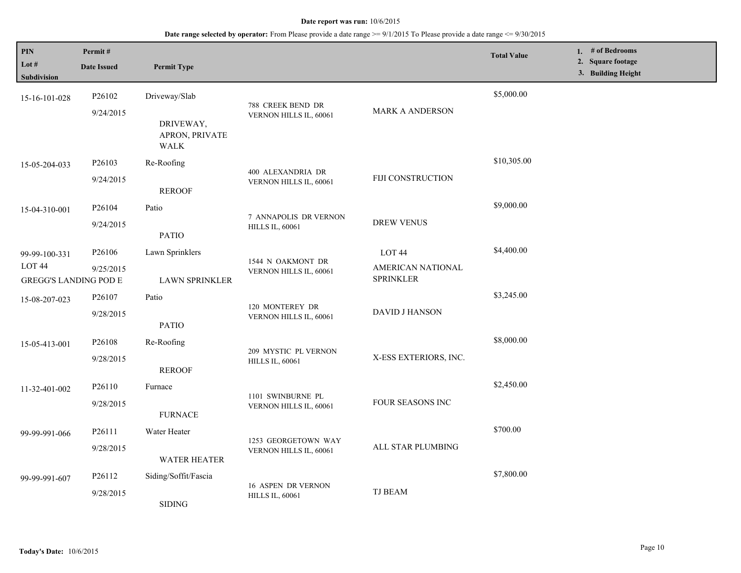**Date report was run:** 10/6/2015

**Date range selected by operator:** From Please provide a date range >= 9/1/2015 To Please provide a date range <= 9/30/2015

| PIN<br>Lot #<br>Subdivision | Permit #<br>Date Issued | Permit Type | | | Total Value | 1. # of Bedrooms<br>2. Square footage<br>3. Building Height |
|---|---|---|---|---|---|---|
| 15-16-101-028 | P26102<br>9/24/2015 | Driveway/Slab<br>DRIVEWAY, APRON, PRIVATE WALK | 788 CREEK BEND DR VERNON HILLS IL, 60061 | MARK A ANDERSON | $5,000.00 | |
| 15-05-204-033 | P26103<br>9/24/2015 | Re-Roofing<br>REROOF | 400 ALEXANDRIA DR VERNON HILLS IL, 60061 | FIJI CONSTRUCTION | $10,305.00 | |
| 15-04-310-001 | P26104<br>9/24/2015 | Patio<br>PATIO | 7 ANNAPOLIS DR VERNON HILLS IL, 60061 | DREW VENUS | $9,000.00 | |
| 99-99-100-331<br>LOT 44<br>GREGG'S LANDING POD E | P26106<br>9/25/2015 | Lawn Sprinklers<br>LAWN SPRINKLER | 1544 N OAKMONT DR VERNON HILLS IL, 60061 | LOT 44<br>AMERICAN NATIONAL SPRINKLER | $4,400.00 | |
| 15-08-207-023 | P26107<br>9/28/2015 | Patio<br>PATIO | 120 MONTEREY DR VERNON HILLS IL, 60061 | DAVID J HANSON | $3,245.00 | |
| 15-05-413-001 | P26108<br>9/28/2015 | Re-Roofing<br>REROOF | 209 MYSTIC PL VERNON HILLS IL, 60061 | X-ESS EXTERIORS, INC. | $8,000.00 | |
| 11-32-401-002 | P26110<br>9/28/2015 | Furnace<br>FURNACE | 1101 SWINBURNE PL VERNON HILLS IL, 60061 | FOUR SEASONS INC | $2,450.00 | |
| 99-99-991-066 | P26111<br>9/28/2015 | Water Heater<br>WATER HEATER | 1253 GEORGETOWN WAY VERNON HILLS IL, 60061 | ALL STAR PLUMBING | $700.00 | |
| 99-99-991-607 | P26112<br>9/28/2015 | Siding/Soffit/Fascia<br>SIDING | 16 ASPEN DR VERNON HILLS IL, 60061 | TJ BEAM | $7,800.00 | |

**Today's Date:** 10/6/2015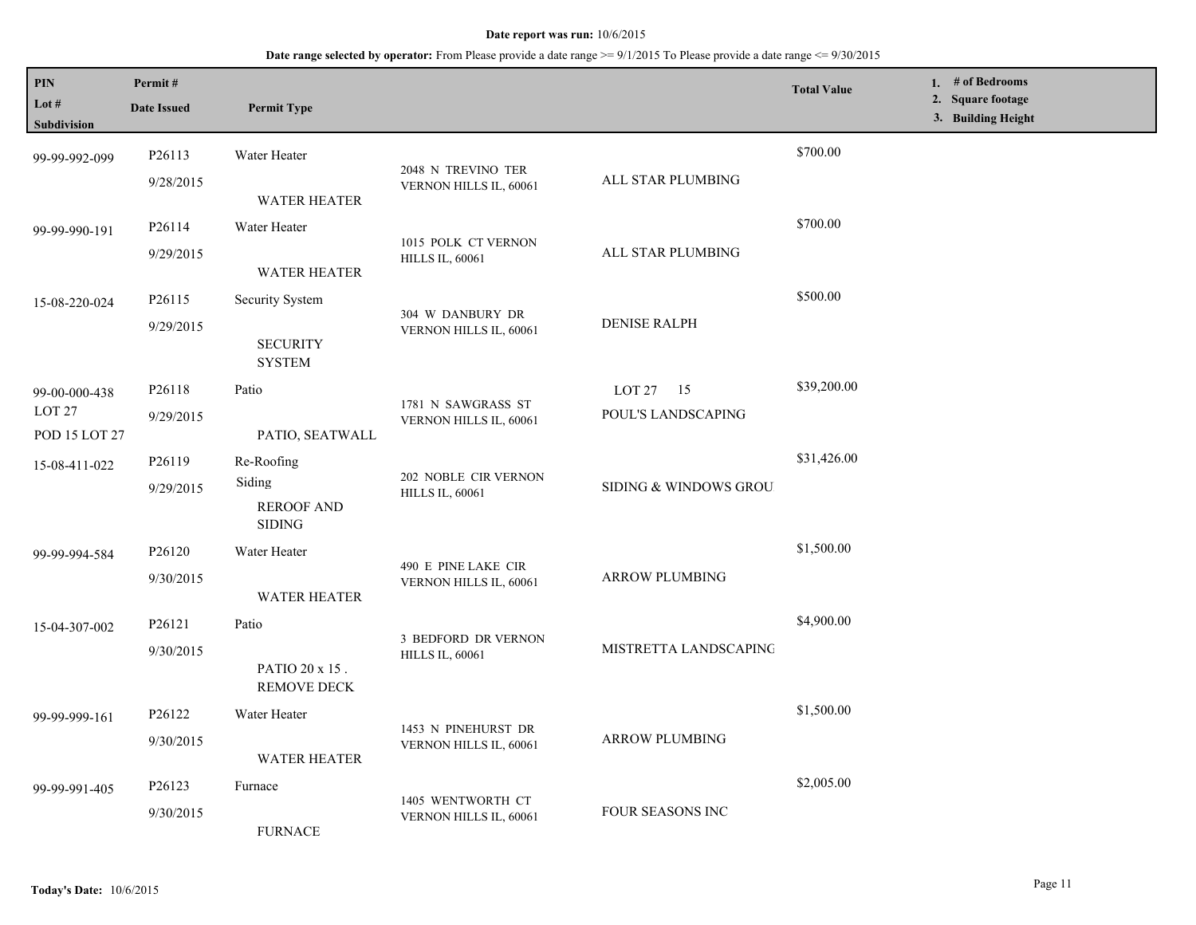**Date report was run:** 10/6/2015

**Date range selected by operator:** From Please provide a date range >= 9/1/2015 To Please provide a date range <= 9/30/2015

| PIN<br>Lot #<br>Subdivision | Permit #<br>Date Issued | Permit Type | | | Total Value | 1. # of Bedrooms<br>2. Square footage<br>3. Building Height |
|---|---|---|---|---|---|---|
| 99-99-992-099 | P26113<br>9/28/2015 | Water Heater<br>WATER HEATER | 2048 N TREVINO TER VERNON HILLS IL, 60061 | ALL STAR PLUMBING | $700.00 | |
| 99-99-990-191 | P26114<br>9/29/2015 | Water Heater<br>WATER HEATER | 1015 POLK CT VERNON HILLS IL, 60061 | ALL STAR PLUMBING | $700.00 | |
| 15-08-220-024 | P26115<br>9/29/2015 | Security System<br>SECURITY SYSTEM | 304 W DANBURY DR VERNON HILLS IL, 60061 | DENISE RALPH | $500.00 | |
| 99-00-000-438<br>LOT 27<br>POD 15 LOT 27 | P26118<br>9/29/2015 | Patio<br>PATIO, SEATWALL | 1781 N SAWGRASS ST VERNON HILLS IL, 60061 | LOT 27 15<br>POUL'S LANDSCAPING | $39,200.00 | |
| 15-08-411-022 | P26119<br>9/29/2015 | Re-Roofing<br>Siding<br>REROOF AND SIDING | 202 NOBLE CIR VERNON HILLS IL, 60061 | SIDING & WINDOWS GROU | $31,426.00 | |
| 99-99-994-584 | P26120<br>9/30/2015 | Water Heater<br>WATER HEATER | 490 E PINE LAKE CIR VERNON HILLS IL, 60061 | ARROW PLUMBING | $1,500.00 | |
| 15-04-307-002 | P26121<br>9/30/2015 | Patio<br>PATIO 20 x 15 . REMOVE DECK | 3 BEDFORD DR VERNON HILLS IL, 60061 | MISTRETTA LANDSCAPINC | $4,900.00 | |
| 99-99-999-161 | P26122<br>9/30/2015 | Water Heater<br>WATER HEATER | 1453 N PINEHURST DR VERNON HILLS IL, 60061 | ARROW PLUMBING | $1,500.00 | |
| 99-99-991-405 | P26123<br>9/30/2015 | Furnace<br>FURNACE | 1405 WENTWORTH CT VERNON HILLS IL, 60061 | FOUR SEASONS INC | $2,005.00 | |

**Today's Date:** 10/6/2015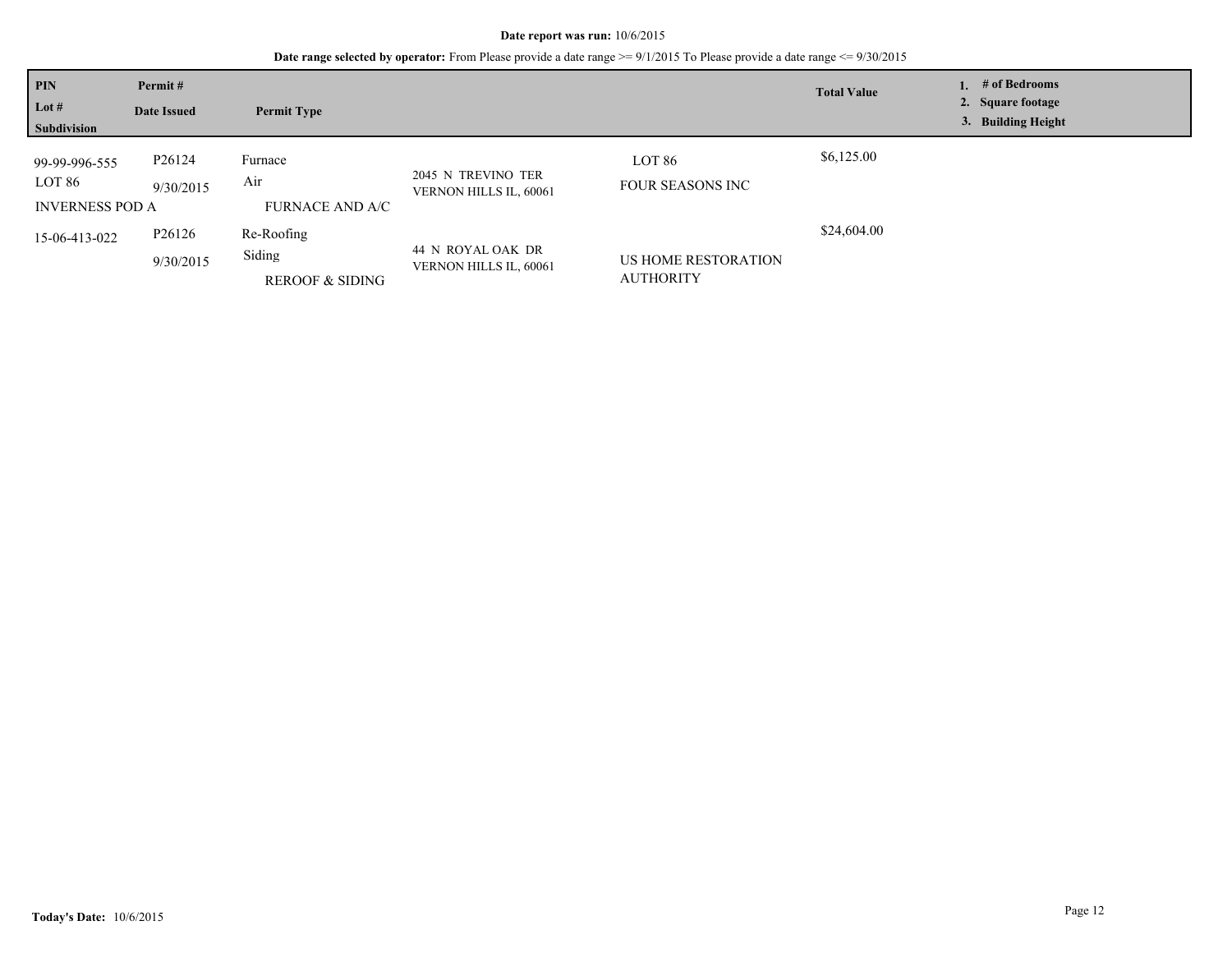**Date report was run:** 10/6/2015

**Date range selected by operator:** From Please provide a date range >= 9/1/2015 To Please provide a date range <= 9/30/2015

| PIN<br>Lot #<br>Subdivision | Permit #<br>Date Issued | Permit Type | | | Total Value | 1. # of Bedrooms<br>2. Square footage<br>3. Building Height |
|---|---|---|---|---|---|---|
| 99-99-996-555<br>LOT 86<br>INVERNESS POD A | P26124<br>9/30/2015 | Furnace<br>Air<br>FURNACE AND A/C | 2045 N TREVINO TER<br>VERNON HILLS IL, 60061 | LOT 86<br>FOUR SEASONS INC | $6,125.00 | |
| 15-06-413-022 | P26126<br>9/30/2015 | Re-Roofing<br>Siding<br>REROOF & SIDING | 44 N ROYAL OAK DR<br>VERNON HILLS IL, 60061 | US HOME RESTORATION AUTHORITY | $24,604.00 | |

**Today's Date:** 10/6/2015